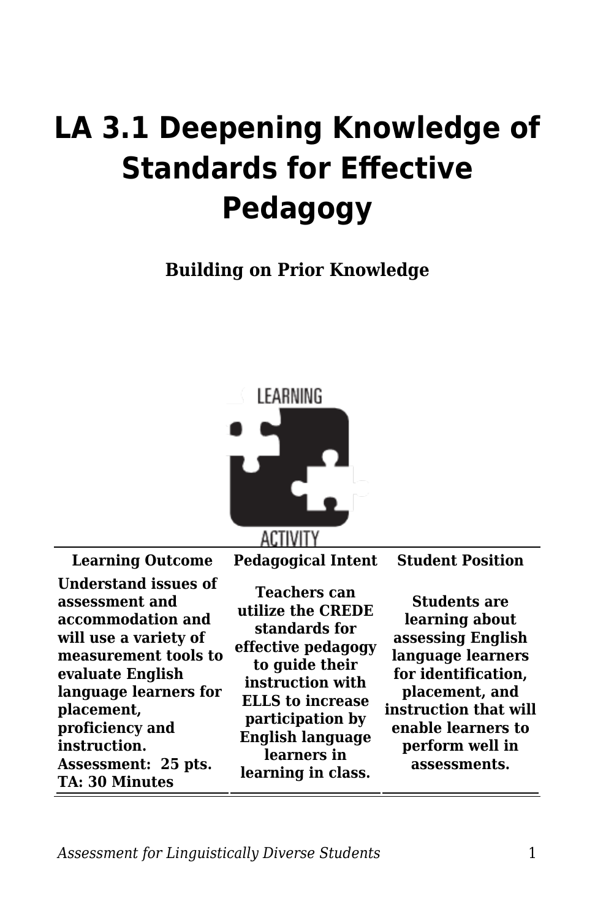# LA 3.1 Deepening Knowledge of Standards for Effective Pedagogy

**Building on Prior Knowledge**

| Learning Outcome | Pedagogical Intent | Student Position |
| --- | --- | --- |
| **Understand issues of assessment and accommodation and will use a variety of measurement tools to evaluate English language learners for placement, proficiency and instruction. Assessment: 25 pts. TA: 30 Minutes** | **Teachers can utilize the CREDE standards for effective pedagogy to guide their instruction with ELLS to increase participation by English language learners in learning in class.** | **Students are learning about assessing English language learners for identification, placement, and instruction that will enable learners to perform well in assessments.** |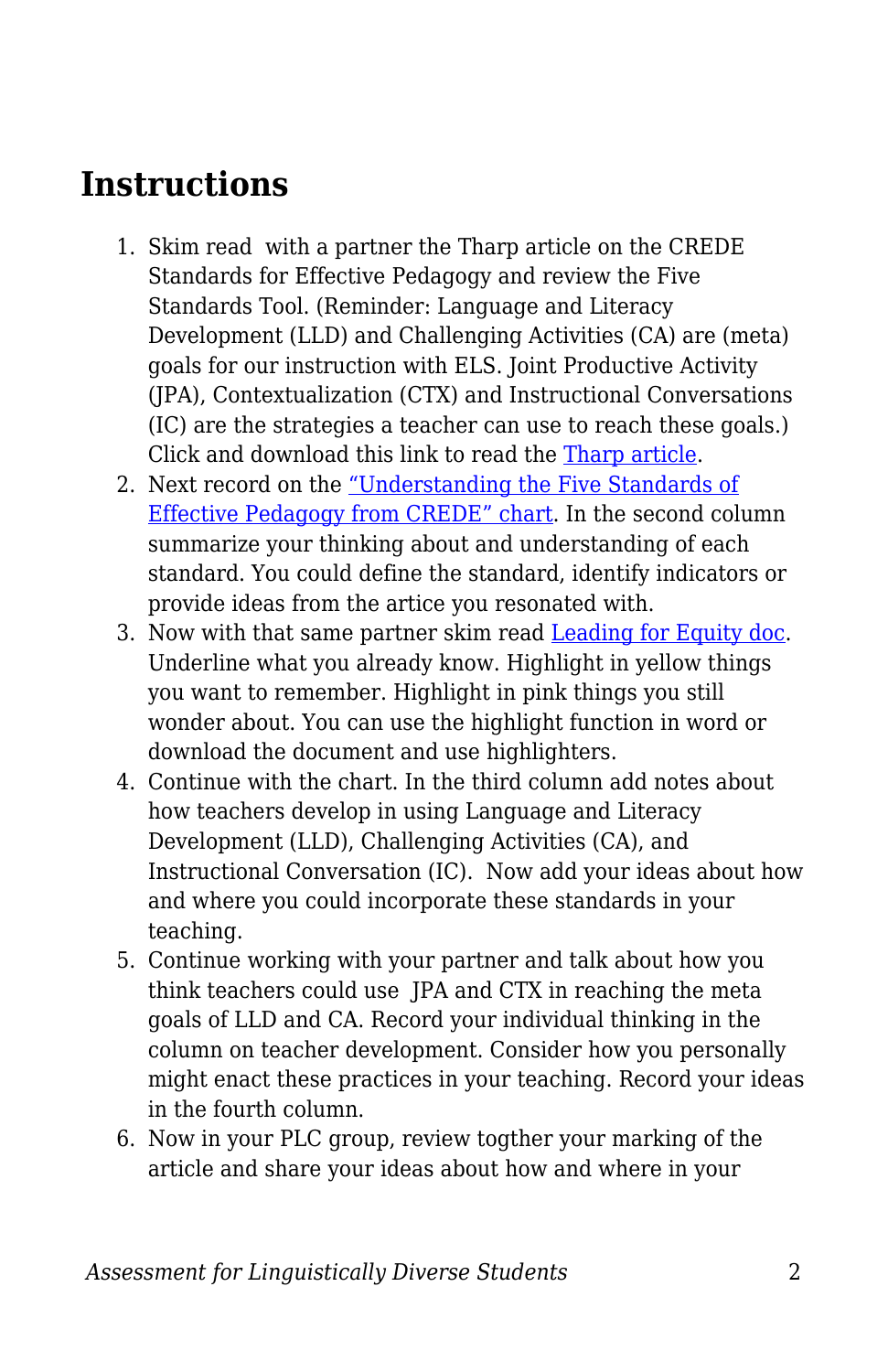## Instructions

1. Skim read with a partner the Tharp article on the CREDE Standards for Effective Pedagogy and review the Five Standards Tool. (Reminder: Language and Literacy Development (LLD) and Challenging Activities (CA) are (meta) goals for our instruction with ELS. Joint Productive Activity (JPA), Contextualization (CTX) and Instructional Conversations (IC) are the strategies a teacher can use to reach these goals.) Click and download this link to read the Tharp article.
2. Next record on the "Understanding the Five Standards of Effective Pedagogy from CREDE" chart. In the second column summarize your thinking about and understanding of each standard. You could define the standard, identify indicators or provide ideas from the artice you resonated with.
3. Now with that same partner skim read Leading for Equity doc. Underline what you already know. Highlight in yellow things you want to remember. Highlight in pink things you still wonder about. You can use the highlight function in word or download the document and use highlighters.
4. Continue with the chart. In the third column add notes about how teachers develop in using Language and Literacy Development (LLD), Challenging Activities (CA), and Instructional Conversation (IC). Now add your ideas about how and where you could incorporate these standards in your teaching.
5. Continue working with your partner and talk about how you think teachers could use JPA and CTX in reaching the meta goals of LLD and CA. Record your individual thinking in the column on teacher development. Consider how you personally might enact these practices in your teaching. Record your ideas in the fourth column.
6. Now in your PLC group, review togther your marking of the article and share your ideas about how and where in your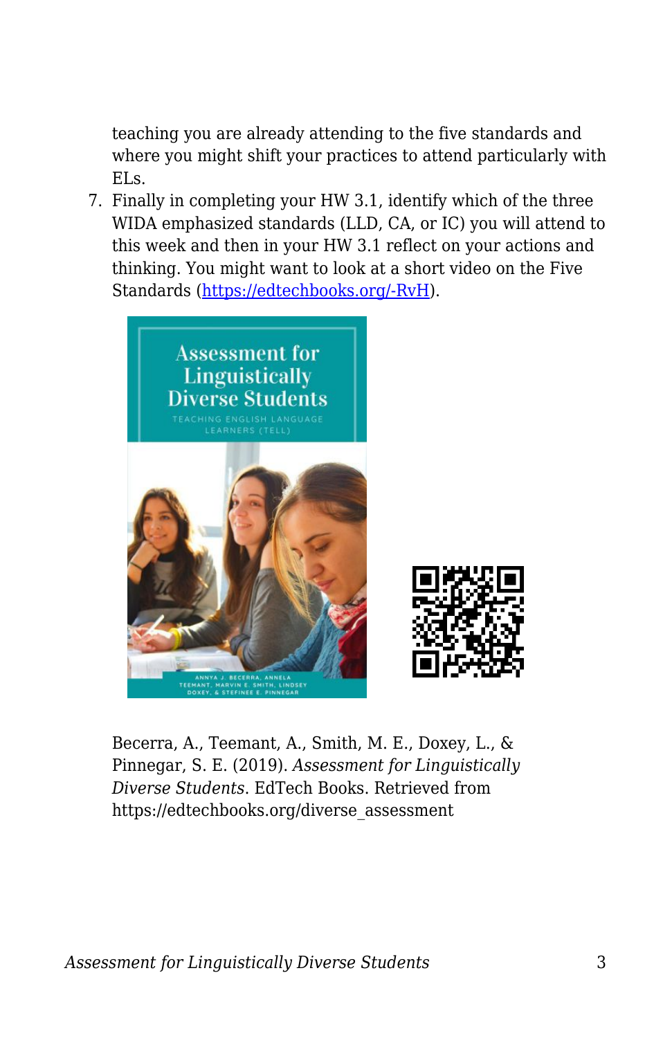teaching you are already attending to the five standards and where you might shift your practices to attend particularly with ELs.

7. Finally in completing your HW 3.1, identify which of the three WIDA emphasized standards (LLD, CA, or IC) you will attend to this week and then in your HW 3.1 reflect on your actions and thinking. You might want to look at a short video on the Five Standards ([https://edtechbooks.org/-RvH](https://edtechbooks.org/-RvH)).

Becerra, A., Teemant, A., Smith, M. E., Doxey, L., & Pinnegar, S. E. (2019). *Assessment for Linguistically Diverse Students*. EdTech Books. Retrieved from https://edtechbooks.org/diverse_assessment